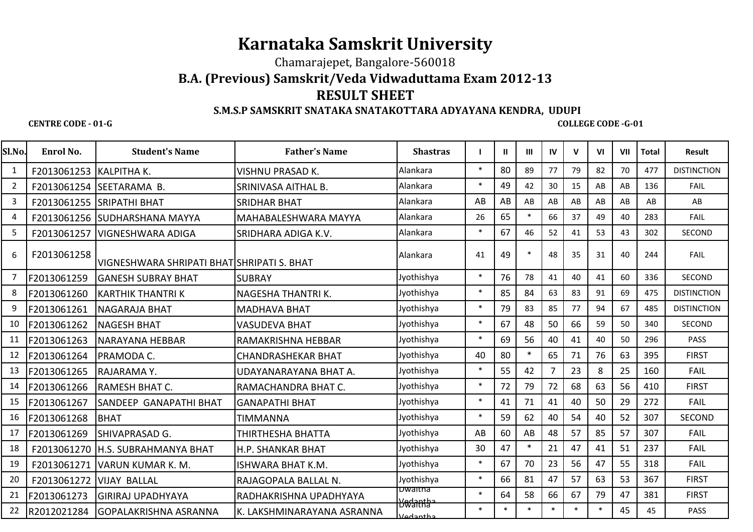# Karnataka Samskrit University

Chamarajepet, Bangalore-560018

## B.A. (Previous) Samskrit/Veda Vidwaduttama Exam 2012-13

## RESULT SHEET

### S.M.S.P SAMSKRIT SNATAKA SNATAKOTTARA ADYAYANA KENDRA, UDUPI

**CENTRE CODE - 01-G** **COLLEGE CODE -G-01**

| Sl.No. | Enrol No. | Student's Name | Father's Name | Shastras | I | II | III | IV | V | VI | VII | Total | Result |
|---|---|---|---|---|---|---|---|---|---|---|---|---|---|
| 1 | F2013061253 | KALPITHA K. | VISHNU PRASAD K. | Alankara | * | 80 | 89 | 77 | 79 | 82 | 70 | 477 | DISTINCTION |
| 2 | F2013061254 | SEETARAMA B. | SRINIVASA AITHAL B. | Alankara | * | 49 | 42 | 30 | 15 | AB | AB | 136 | FAIL |
| 3 | F2013061255 | SRIPATHI BHAT | SRIDHAR BHAT | Alankara | AB | AB | AB | AB | AB | AB | AB | AB | AB |
| 4 | F2013061256 | SUDHARSHANA MAYYA | MAHABALESHWARA MAYYA | Alankara | 26 | 65 | * | 66 | 37 | 49 | 40 | 283 | FAIL |
| 5 | F2013061257 | VIGNESHWARA ADIGA | SRIDHARA ADIGA K.V. | Alankara | * | 67 | 46 | 52 | 41 | 53 | 43 | 302 | SECOND |
| 6 | F2013061258 | VIGNESHWARA SHRIPATI BHAT | SHRIPATI S. BHAT | Alankara | 41 | 49 | * | 48 | 35 | 31 | 40 | 244 | FAIL |
| 7 | F2013061259 | GANESH SUBRAY BHAT | SUBRAY | Jyothishya | * | 76 | 78 | 41 | 40 | 41 | 60 | 336 | SECOND |
| 8 | F2013061260 | KARTHIK THANTRI K | NAGESHA THANTRI K. | Jyothishya | * | 85 | 84 | 63 | 83 | 91 | 69 | 475 | DISTINCTION |
| 9 | F2013061261 | NAGARAJA BHAT | MADHAVA BHAT | Jyothishya | * | 79 | 83 | 85 | 77 | 94 | 67 | 485 | DISTINCTION |
| 10 | F2013061262 | NAGESH BHAT | VASUDEVA BHAT | Jyothishya | * | 67 | 48 | 50 | 66 | 59 | 50 | 340 | SECOND |
| 11 | F2013061263 | NARAYANA HEBBAR | RAMAKRISHNA HEBBAR | Jyothishya | * | 69 | 56 | 40 | 41 | 40 | 50 | 296 | PASS |
| 12 | F2013061264 | PRAMODA C. | CHANDRASHEKAR BHAT | Jyothishya | 40 | 80 | * | 65 | 71 | 76 | 63 | 395 | FIRST |
| 13 | F2013061265 | RAJARAMA Y. | UDAYANARAYANA BHAT A. | Jyothishya | * | 55 | 42 | 7 | 23 | 8 | 25 | 160 | FAIL |
| 14 | F2013061266 | RAMESH BHAT C. | RAMACHANDRA BHAT C. | Jyothishya | * | 72 | 79 | 72 | 68 | 63 | 56 | 410 | FIRST |
| 15 | F2013061267 | SANDEEP GANAPATHI BHAT | GANAPATHI BHAT | Jyothishya | * | 41 | 71 | 41 | 40 | 50 | 29 | 272 | FAIL |
| 16 | F2013061268 | BHAT | TIMMANNA | Jyothishya | * | 59 | 62 | 40 | 54 | 40 | 52 | 307 | SECOND |
| 17 | F2013061269 | SHIVAPRASAD G. | THIRTHESHA BHATTA | Jyothishya | AB | 60 | AB | 48 | 57 | 85 | 57 | 307 | FAIL |
| 18 | F2013061270 | H.S. SUBRAHMANYA BHAT | H.P. SHANKAR BHAT | Jyothishya | 30 | 47 | * | 21 | 47 | 41 | 51 | 237 | FAIL |
| 19 | F2013061271 | VARUN KUMAR K. M. | ISHWARA BHAT K.M. | Jyothishya | * | 67 | 70 | 23 | 56 | 47 | 55 | 318 | FAIL |
| 20 | F2013061272 | VIJAY BALLAL | RAJAGOPALA BALLAL N. | Jyothishya | * | 66 | 81 | 47 | 57 | 63 | 53 | 367 | FIRST |
| 21 | F2013061273 | GIRIRAJ UPADHYAYA | RADHAKRISHNA UPADHYAYA | Dwaitha Vedantha | * | 64 | 58 | 66 | 67 | 79 | 47 | 381 | FIRST |
| 22 | R2012021284 | GOPALAKRISHNA ASRANNA | K. LAKSHMINARAYANA ASRANNA | Dwaitha Vedantha | * | * | * | * | * | * | 45 | 45 | PASS |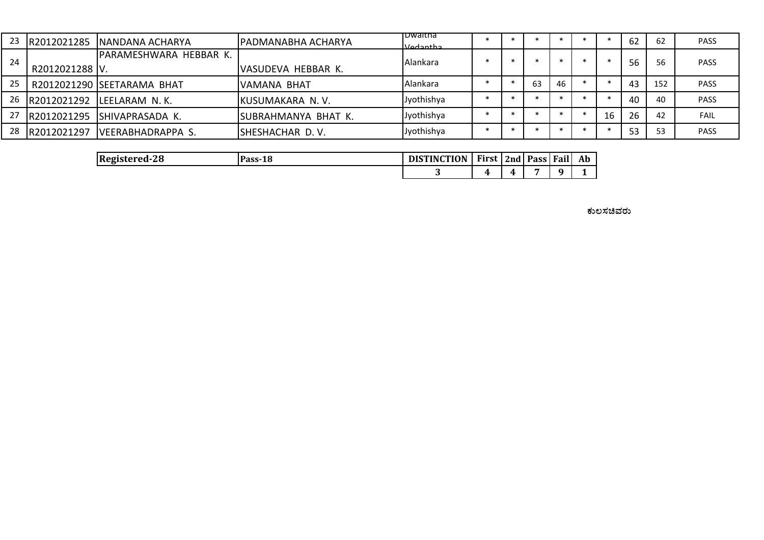| | | | | | | | | | | | | | | |
|---|---|---|---|---|---|---|---|---|---|---|---|---|---|---|
| 23 | R2012021285 | NANDANA ACHARYA | PADMANABHA ACHARYA | Dwaitha Vedantha | * | * | * | * | * | * | 62 | 62 | PASS |
| 24 | R2012021288 | PARAMESHWARA HEBBAR K. V. | VASUDEVA HEBBAR K. | Alankara | * | * | * | * | * | * | 56 | 56 | PASS |
| 25 | R2012021290 | SEETARAMA BHAT | VAMANA BHAT | Alankara | * | * | 63 | 46 | * | * | 43 | 152 | PASS |
| 26 | R2012021292 | LEELARAM N. K. | KUSUMAKARA N. V. | Jyothishya | * | * | * | * | * | * | 40 | 40 | PASS |
| 27 | R2012021295 | SHIVAPRASADA K. | SUBRAHMANYA BHAT K. | Jyothishya | * | * | * | * | * | 16 | 26 | 42 | FAIL |
| 28 | R2012021297 | VEERABHADRAPPA S. | SHESHACHAR D. V. | Jyothishya | * | * | * | * | * | * | 53 | 53 | PASS |

| Registered-28 | Pass-18 | DISTINCTION | First | 2nd | Pass | Fail | Ab |
|---|---|---|---|---|---|---|---|
| | | 3 | 4 | 4 | 7 | 9 | 1 |

ಕುಲಸಚಿವರು